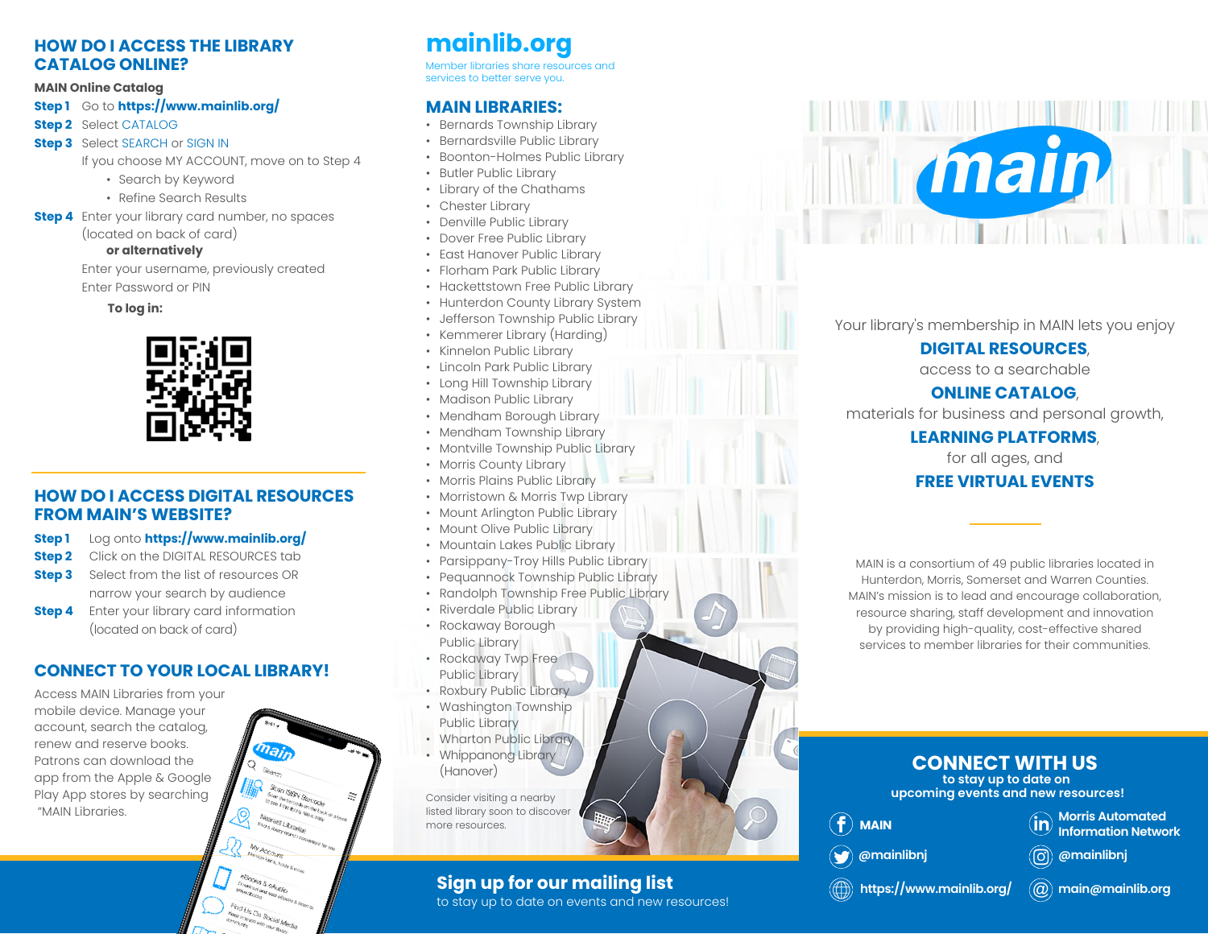## HOW DO I ACCESS THE LIBRARY CATALOG ONLINE?

**MAIN Online Catalog**

**Step 1** Go to **https://www.mainlib.org/**

**Step 2** Select CATALOG

**Step 3** Select SEARCH or SIGN IN

If you choose MY ACCOUNT, move on to Step 4

- Search by Keyword
- Refine Search Results

**Step 4** Enter your library card number, no spaces (located on back of card)

**or alternatively**

Enter your username, previously created

Enter Password or PIN

**To log in:**

## HOW DO I ACCESS DIGITAL RESOURCES FROM MAIN'S WEBSITE?

**Step 1** Log onto **https://www.mainlib.org/**

**Step 2** Click on the DIGITAL RESOURCES tab

**Step 3** Select from the list of resources OR narrow your search by audience

**Step 4** Enter your library card information (located on back of card)

## CONNECT TO YOUR LOCAL LIBRARY!

Access MAIN Libraries from your mobile device. Manage your account, search the catalog, renew and reserve books. Patrons can download the app from the Apple & Google Play App stores by searching "MAIN Libraries.

# mainlib.org

Member libraries share resources and services to better serve you.

## MAIN LIBRARIES:

- Bernards Township Library
- Bernardsville Public Library
- Boonton-Holmes Public Library
- Butler Public Library
- Library of the Chathams
- Chester Library
- Denville Public Library
- Dover Free Public Library
- East Hanover Public Library
- Florham Park Public Library
- Hackettstown Free Public Library
- Hunterdon County Library System
- Jefferson Township Public Library
- Kemmerer Library (Harding)
- Kinnelon Public Library
- Lincoln Park Public Library
- Long Hill Township Library
- Madison Public Library
- Mendham Borough Library
- Mendham Township Library
- Montville Township Public Library
- Morris County Library
- Morris Plains Public Library
- Morristown & Morris Twp Library
- Mount Arlington Public Library
- Mount Olive Public Library
- Mountain Lakes Public Library
- Parsippany-Troy Hills Public Library
- Pequannock Township Public Library
- Randolph Township Free Public Library
- Riverdale Public Library
- Rockaway Borough Public Library
- Rockaway Twp Free Public Library
- Roxbury Public Library
- Washington Township Public Library
- Wharton Public Library
- Whippanong Library (Hanover)

Consider visiting a nearby listed library soon to discover more resources.

**Sign up for our mailing list**

to stay up to date on events and new resources!

# main

Your library's membership in MAIN lets you enjoy

**DIGITAL RESOURCES**,

access to a searchable

**ONLINE CATALOG**,

materials for business and personal growth,

**LEARNING PLATFORMS**,

for all ages, and

**FREE VIRTUAL EVENTS**

MAIN is a consortium of 49 public libraries located in Hunterdon, Morris, Somerset and Warren Counties. MAIN's mission is to lead and encourage collaboration, resource sharing, staff development and innovation by providing high-quality, cost-effective shared services to member libraries for their communities.

## CONNECT WITH US

**to stay up to date on upcoming events and new resources!**

- MAIN
- Morris Automated Information Network
- @mainlibnj
- @mainlibnj
- https://www.mainlib.org/
- main@mainlib.org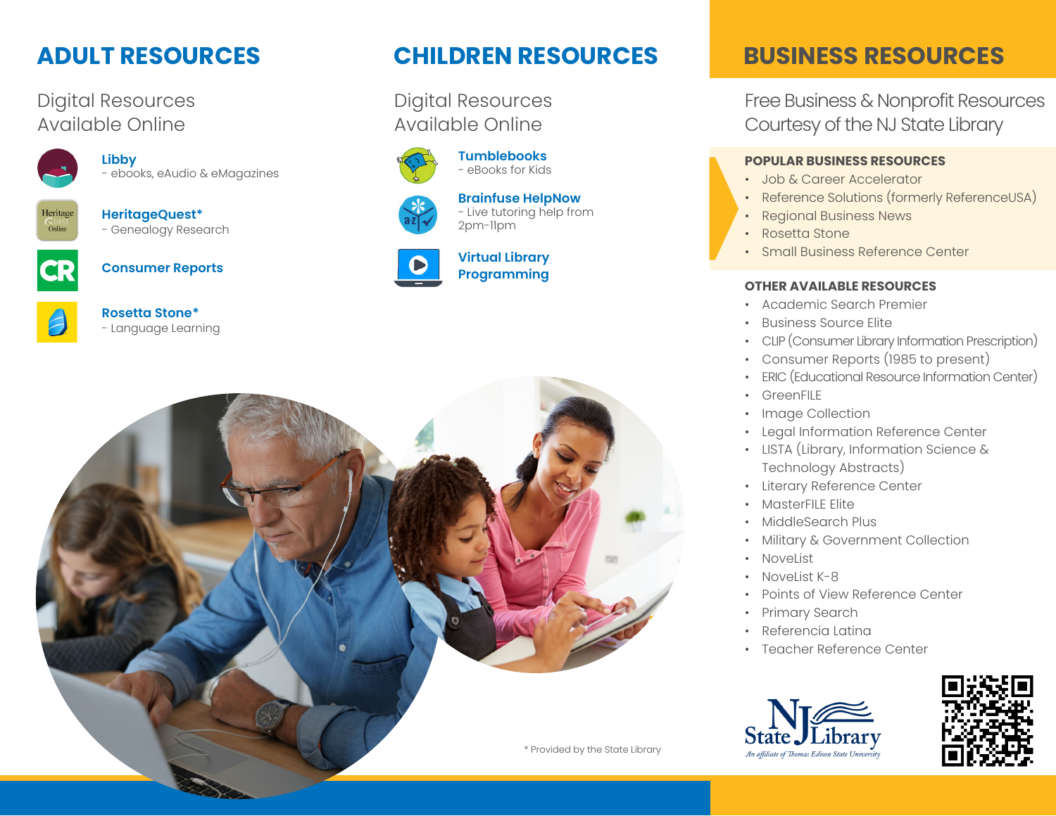# ADULT RESOURCES

## Digital Resources Available Online

**Libby**
- ebooks, eAudio & eMagazines

**HeritageQuest***
- Genealogy Research

**Consumer Reports**

**Rosetta Stone***
- Language Learning

# CHILDREN RESOURCES

## Digital Resources Available Online

**Tumblebooks**
- eBooks for Kids

**Brainfuse HelpNow**
- Live tutoring help from 2pm-11pm

**Virtual Library Programming**

* Provided by the State Library

# BUSINESS RESOURCES

## Free Business & Nonprofit Resources Courtesy of the NJ State Library

### POPULAR BUSINESS RESOURCES

- Job & Career Accelerator
- Reference Solutions (formerly ReferenceUSA)
- Regional Business News
- Rosetta Stone
- Small Business Reference Center

### OTHER AVAILABLE RESOURCES

- Academic Search Premier
- Business Source Elite
- CLIP (Consumer Library Information Prescription)
- Consumer Reports (1985 to present)
- ERIC (Educational Resource Information Center)
- GreenFILE
- Image Collection
- Legal Information Reference Center
- LISTA (Library, Information Science & Technology Abstracts)
- Literary Reference Center
- MasterFILE Elite
- MiddleSearch Plus
- Military & Government Collection
- NoveList
- NoveList K-8
- Points of View Reference Center
- Primary Search
- Referencia Latina
- Teacher Reference Center

NJ State Library
An affiliate of Thomas Edison State University